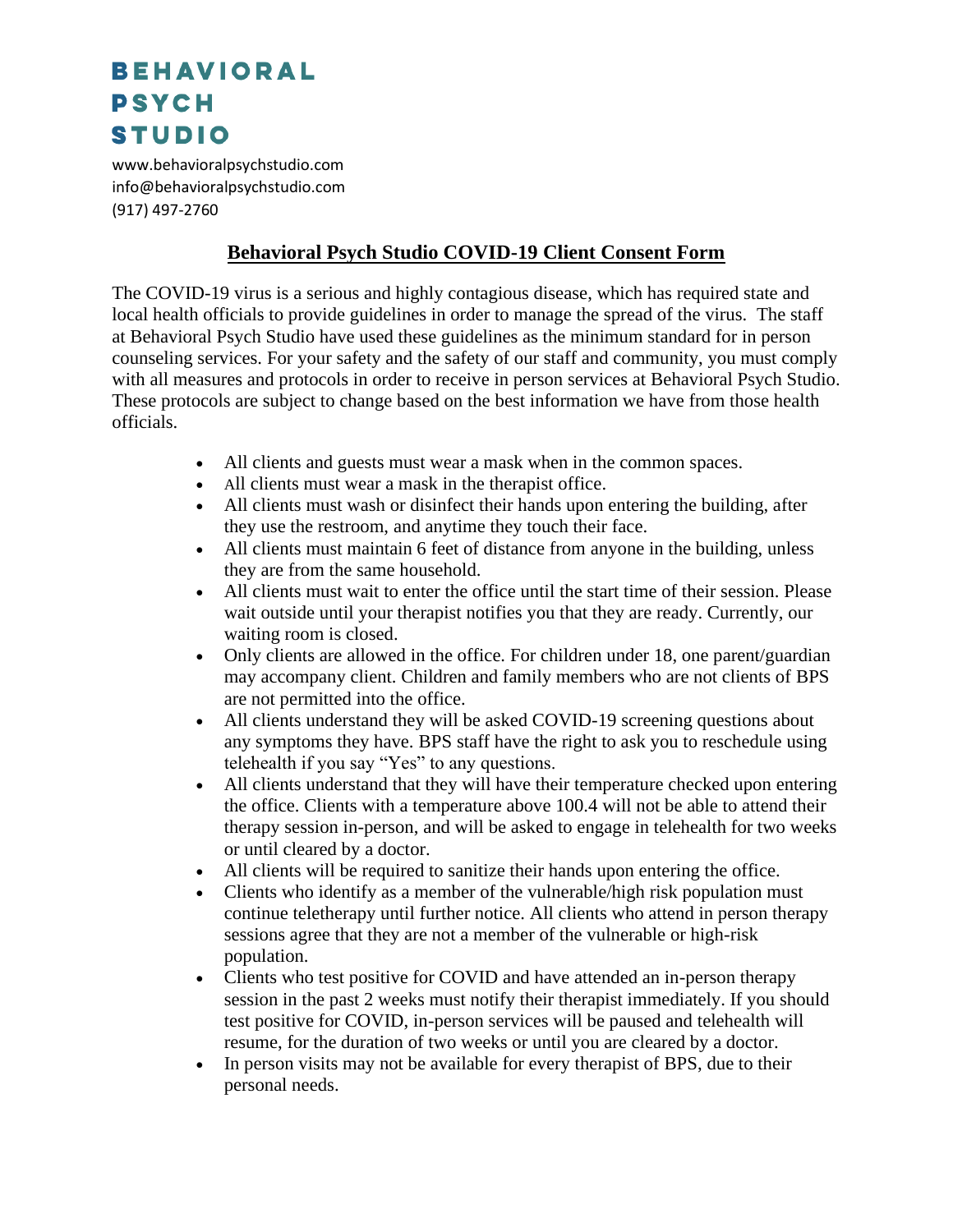# BEHAVIORAL PSYCH STUDIO

www.behavioralpsychstudio.com
info@behavioralpsychstudio.com
(917) 497-2760

## Behavioral Psych Studio COVID-19 Client Consent Form

The COVID-19 virus is a serious and highly contagious disease, which has required state and local health officials to provide guidelines in order to manage the spread of the virus. The staff at Behavioral Psych Studio have used these guidelines as the minimum standard for in person counseling services. For your safety and the safety of our staff and community, you must comply with all measures and protocols in order to receive in person services at Behavioral Psych Studio. These protocols are subject to change based on the best information we have from those health officials.

- All clients and guests must wear a mask when in the common spaces.
- All clients must wear a mask in the therapist office.
- All clients must wash or disinfect their hands upon entering the building, after they use the restroom, and anytime they touch their face.
- All clients must maintain 6 feet of distance from anyone in the building, unless they are from the same household.
- All clients must wait to enter the office until the start time of their session. Please wait outside until your therapist notifies you that they are ready. Currently, our waiting room is closed.
- Only clients are allowed in the office. For children under 18, one parent/guardian may accompany client. Children and family members who are not clients of BPS are not permitted into the office.
- All clients understand they will be asked COVID-19 screening questions about any symptoms they have. BPS staff have the right to ask you to reschedule using telehealth if you say "Yes" to any questions.
- All clients understand that they will have their temperature checked upon entering the office. Clients with a temperature above 100.4 will not be able to attend their therapy session in-person, and will be asked to engage in telehealth for two weeks or until cleared by a doctor.
- All clients will be required to sanitize their hands upon entering the office.
- Clients who identify as a member of the vulnerable/high risk population must continue teletherapy until further notice. All clients who attend in person therapy sessions agree that they are not a member of the vulnerable or high-risk population.
- Clients who test positive for COVID and have attended an in-person therapy session in the past 2 weeks must notify their therapist immediately. If you should test positive for COVID, in-person services will be paused and telehealth will resume, for the duration of two weeks or until you are cleared by a doctor.
- In person visits may not be available for every therapist of BPS, due to their personal needs.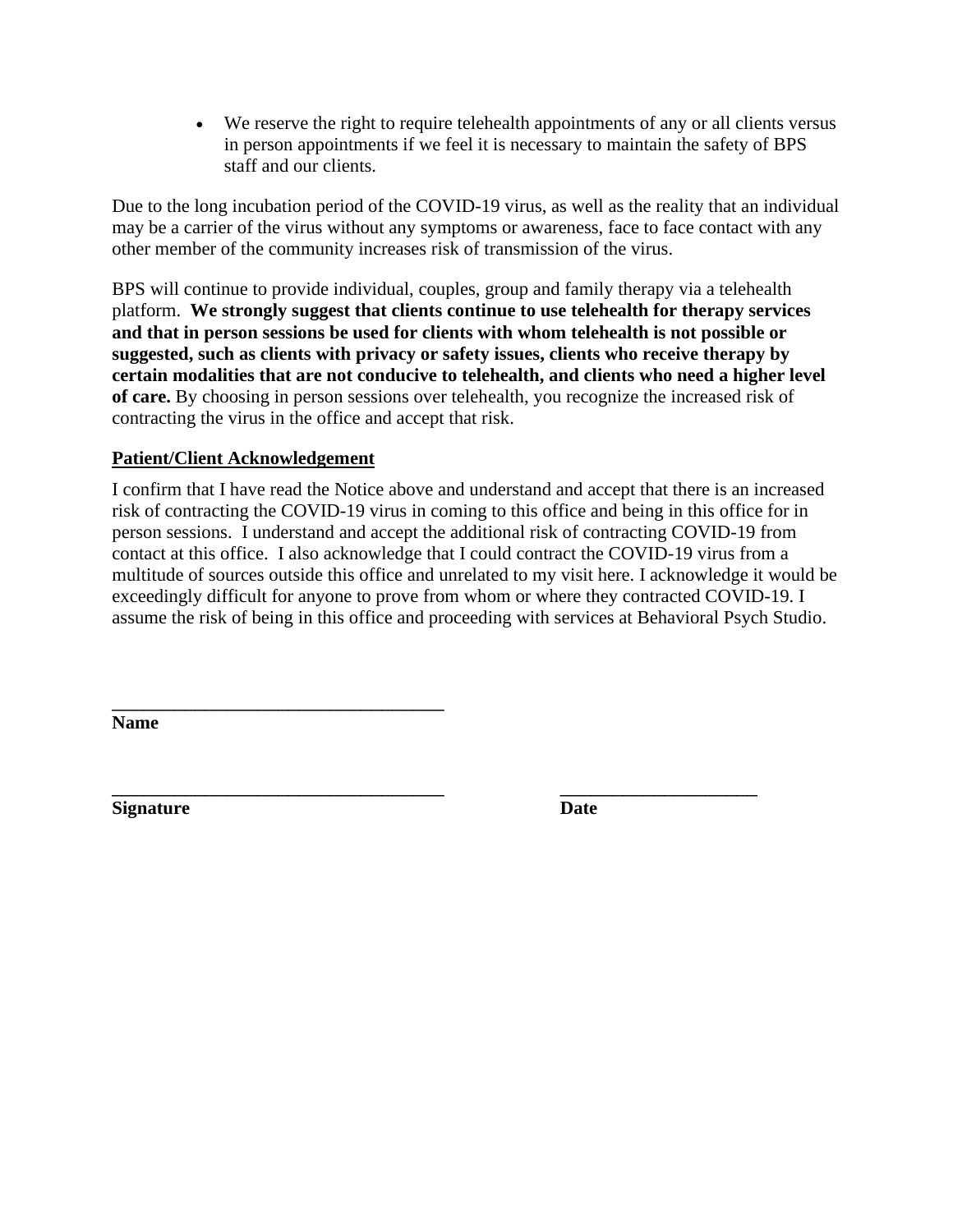- We reserve the right to require telehealth appointments of any or all clients versus in person appointments if we feel it is necessary to maintain the safety of BPS staff and our clients.

Due to the long incubation period of the COVID-19 virus, as well as the reality that an individual may be a carrier of the virus without any symptoms or awareness, face to face contact with any other member of the community increases risk of transmission of the virus.

BPS will continue to provide individual, couples, group and family therapy via a telehealth platform. **We strongly suggest that clients continue to use telehealth for therapy services and that in person sessions be used for clients with whom telehealth is not possible or suggested, such as clients with privacy or safety issues, clients who receive therapy by certain modalities that are not conducive to telehealth, and clients who need a higher level of care.** By choosing in person sessions over telehealth, you recognize the increased risk of contracting the virus in the office and accept that risk.

**Patient/Client Acknowledgement**

I confirm that I have read the Notice above and understand and accept that there is an increased risk of contracting the COVID-19 virus in coming to this office and being in this office for in person sessions. I understand and accept the additional risk of contracting COVID-19 from contact at this office. I also acknowledge that I could contract the COVID-19 virus from a multitude of sources outside this office and unrelated to my visit here. I acknowledge it would be exceedingly difficult for anyone to prove from whom or where they contracted COVID-19. I assume the risk of being in this office and proceeding with services at Behavioral Psych Studio.

___________________________________
**Name**

___________________________________ _____________________
**Signature** **Date**